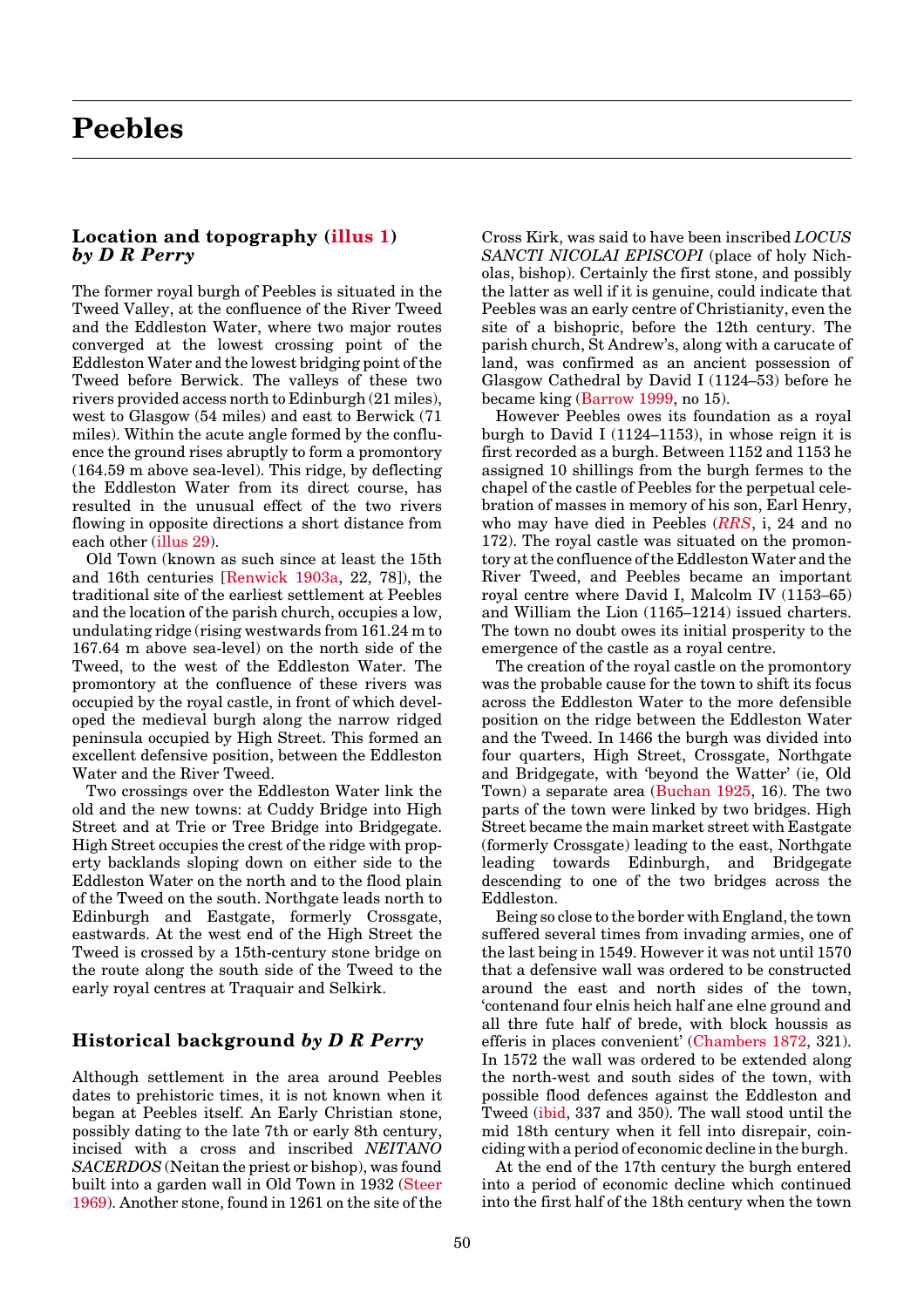# Peebles

## Location and topography (illus 1) *by D R Perry*

The former royal burgh of Peebles is situated in the Tweed Valley, at the confluence of the River Tweed and the Eddleston Water, where two major routes converged at the lowest crossing point of the Eddleston Water and the lowest bridging point of the Tweed before Berwick. The valleys of these two rivers provided access north to Edinburgh (21 miles), west to Glasgow (54 miles) and east to Berwick (71 miles). Within the acute angle formed by the confluence the ground rises abruptly to form a promontory (164.59 m above sea-level). This ridge, by deflecting the Eddleston Water from its direct course, has resulted in the unusual effect of the two rivers flowing in opposite directions a short distance from each other (illus 29).

Old Town (known as such since at least the 15th and 16th centuries [Renwick 1903a, 22, 78]), the traditional site of the earliest settlement at Peebles and the location of the parish church, occupies a low, undulating ridge (rising westwards from 161.24 m to 167.64 m above sea-level) on the north side of the Tweed, to the west of the Eddleston Water. The promontory at the confluence of these rivers was occupied by the royal castle, in front of which developed the medieval burgh along the narrow ridged peninsula occupied by High Street. This formed an excellent defensive position, between the Eddleston Water and the River Tweed.

Two crossings over the Eddleston Water link the old and the new towns: at Cuddy Bridge into High Street and at Trie or Tree Bridge into Bridgegate. High Street occupies the crest of the ridge with property backlands sloping down on either side to the Eddleston Water on the north and to the flood plain of the Tweed on the south. Northgate leads north to Edinburgh and Eastgate, formerly Crossgate, eastwards. At the west end of the High Street the Tweed is crossed by a 15th-century stone bridge on the route along the south side of the Tweed to the early royal centres at Traquair and Selkirk.

## Historical background *by D R Perry*

Although settlement in the area around Peebles dates to prehistoric times, it is not known when it began at Peebles itself. An Early Christian stone, possibly dating to the late 7th or early 8th century, incised with a cross and inscribed *NEITANO SACERDOS* (Neitan the priest or bishop), was found built into a garden wall in Old Town in 1932 (Steer 1969). Another stone, found in 1261 on the site of the Cross Kirk, was said to have been inscribed *LOCUS SANCTI NICOLAI EPISCOPI* (place of holy Nicholas, bishop). Certainly the first stone, and possibly the latter as well if it is genuine, could indicate that Peebles was an early centre of Christianity, even the site of a bishopric, before the 12th century. The parish church, St Andrew's, along with a carucate of land, was confirmed as an ancient possession of Glasgow Cathedral by David I (1124–53) before he became king (Barrow 1999, no 15).

However Peebles owes its foundation as a royal burgh to David I (1124–1153), in whose reign it is first recorded as a burgh. Between 1152 and 1153 he assigned 10 shillings from the burgh fermes to the chapel of the castle of Peebles for the perpetual celebration of masses in memory of his son, Earl Henry, who may have died in Peebles (*RRS*, i, 24 and no 172). The royal castle was situated on the promontory at the confluence of the Eddleston Water and the River Tweed, and Peebles became an important royal centre where David I, Malcolm IV (1153–65) and William the Lion (1165–1214) issued charters. The town no doubt owes its initial prosperity to the emergence of the castle as a royal centre.

The creation of the royal castle on the promontory was the probable cause for the town to shift its focus across the Eddleston Water to the more defensible position on the ridge between the Eddleston Water and the Tweed. In 1466 the burgh was divided into four quarters, High Street, Crossgate, Northgate and Bridgegate, with 'beyond the Watter' (ie, Old Town) a separate area (Buchan 1925, 16). The two parts of the town were linked by two bridges. High Street became the main market street with Eastgate (formerly Crossgate) leading to the east, Northgate leading towards Edinburgh, and Bridgegate descending to one of the two bridges across the Eddleston.

Being so close to the border with England, the town suffered several times from invading armies, one of the last being in 1549. However it was not until 1570 that a defensive wall was ordered to be constructed around the east and north sides of the town, 'contenand four elnis heich half ane elne ground and all thre fute half of brede, with block houssis as efferis in places convenient' (Chambers 1872, 321). In 1572 the wall was ordered to be extended along the north-west and south sides of the town, with possible flood defences against the Eddleston and Tweed (ibid, 337 and 350). The wall stood until the mid 18th century when it fell into disrepair, coinciding with a period of economic decline in the burgh.

At the end of the 17th century the burgh entered into a period of economic decline which continued into the first half of the 18th century when the town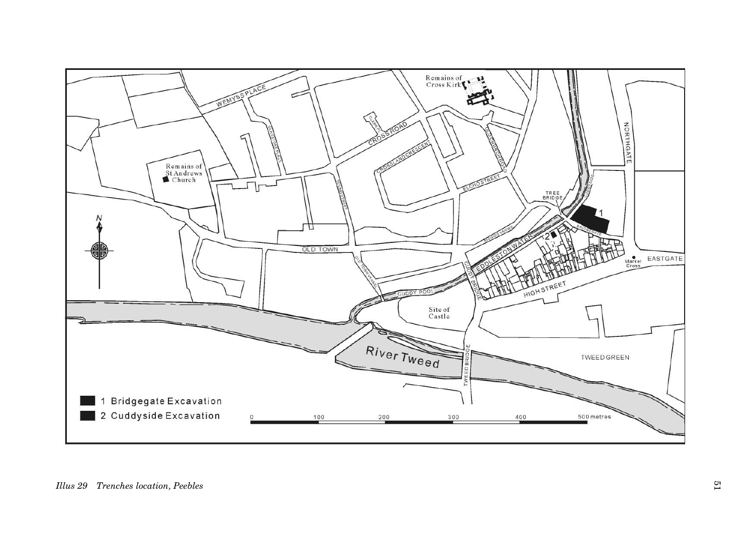*Illus 29 Trenches location, Peebles*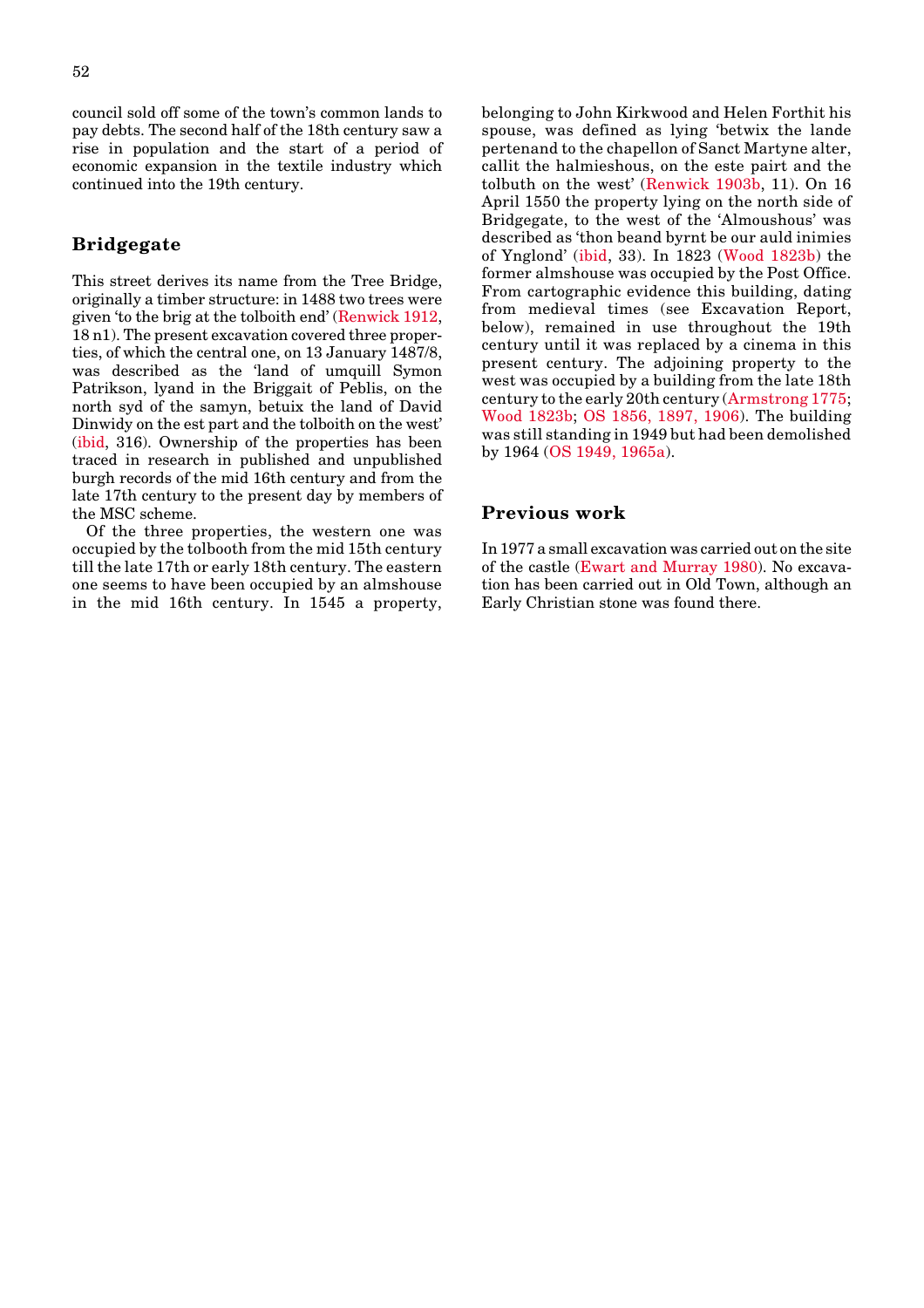council sold off some of the town's common lands to pay debts. The second half of the 18th century saw a rise in population and the start of a period of economic expansion in the textile industry which continued into the 19th century.

## Bridgegate

This street derives its name from the Tree Bridge, originally a timber structure: in 1488 two trees were given 'to the brig at the tolboith end' (Renwick 1912, 18 n1). The present excavation covered three properties, of which the central one, on 13 January 1487/8, was described as the 'land of umquill Symon Patrikson, lyand in the Briggait of Peblis, on the north syd of the samyn, betuix the land of David Dinwidy on the est part and the tolboith on the west' (ibid, 316). Ownership of the properties has been traced in research in published and unpublished burgh records of the mid 16th century and from the late 17th century to the present day by members of the MSC scheme.

Of the three properties, the western one was occupied by the tolbooth from the mid 15th century till the late 17th or early 18th century. The eastern one seems to have been occupied by an almshouse in the mid 16th century. In 1545 a property, belonging to John Kirkwood and Helen Forthit his spouse, was defined as lying 'betwix the lande pertenand to the chapellon of Sanct Martyne alter, callit the halmieshous, on the este pairt and the tolbuth on the west' (Renwick 1903b, 11). On 16 April 1550 the property lying on the north side of Bridgegate, to the west of the 'Almoushous' was described as 'thon beand byrnt be our auld inimies of Ynglond' (ibid, 33). In 1823 (Wood 1823b) the former almshouse was occupied by the Post Office. From cartographic evidence this building, dating from medieval times (see Excavation Report, below), remained in use throughout the 19th century until it was replaced by a cinema in this present century. The adjoining property to the west was occupied by a building from the late 18th century to the early 20th century (Armstrong 1775; Wood 1823b; OS 1856, 1897, 1906). The building was still standing in 1949 but had been demolished by 1964 (OS 1949, 1965a).

## Previous work

In 1977 a small excavation was carried out on the site of the castle (Ewart and Murray 1980). No excavation has been carried out in Old Town, although an Early Christian stone was found there.